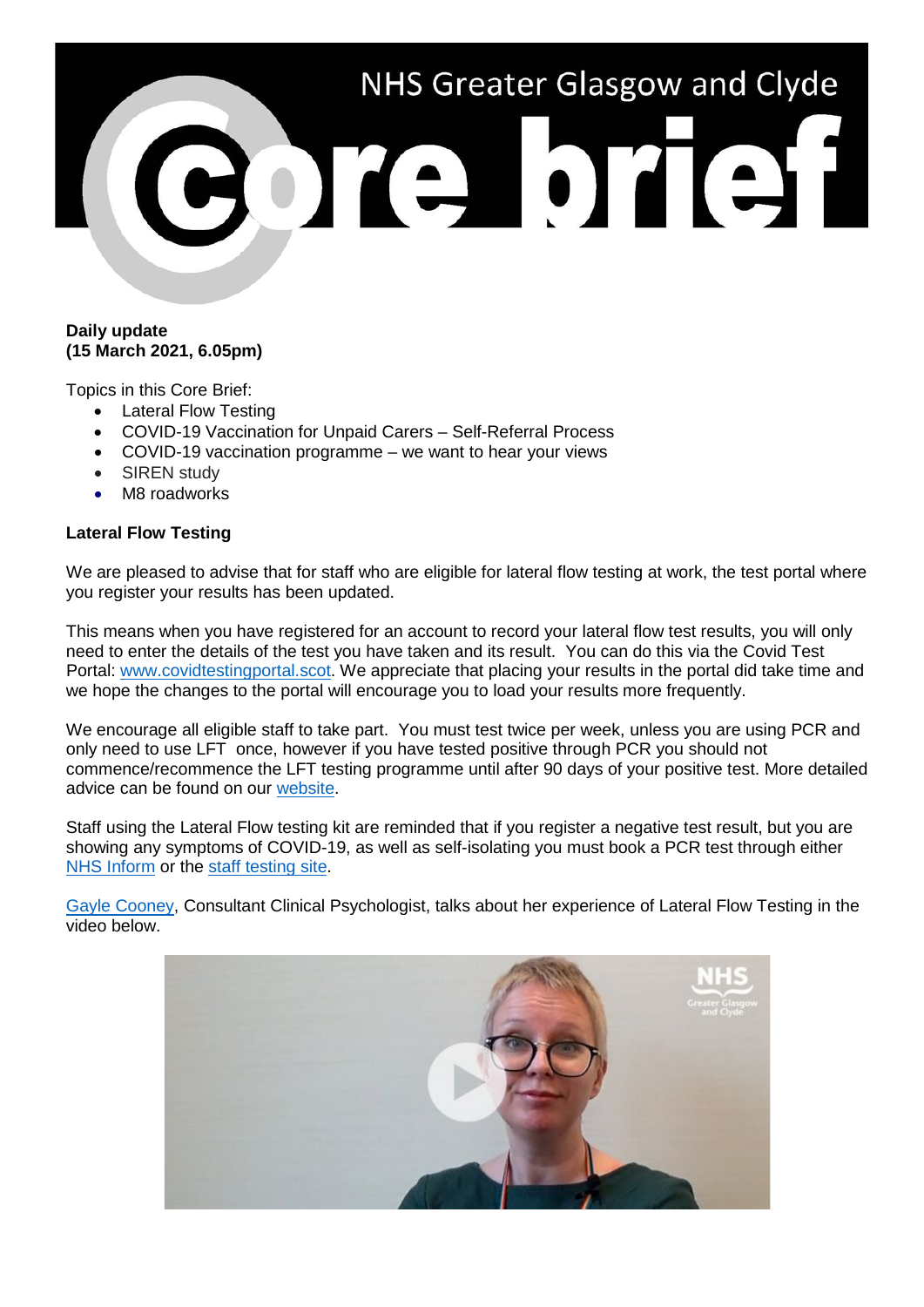# NHS Greater Glasgow and Clyde Core brief

**Daily update**
**(15 March 2021, 6.05pm)**

Topics in this Core Brief:

- Lateral Flow Testing
- COVID-19 Vaccination for Unpaid Carers – Self-Referral Process
- COVID-19 vaccination programme – we want to hear your views
- SIREN study
- M8 roadworks

**Lateral Flow Testing**

We are pleased to advise that for staff who are eligible for lateral flow testing at work, the test portal where you register your results has been updated.

This means when you have registered for an account to record your lateral flow test results, you will only need to enter the details of the test you have taken and its result. You can do this via the Covid Test Portal: [www.covidtestingportal.scot](www.covidtestingportal.scot). We appreciate that placing your results in the portal did take time and we hope the changes to the portal will encourage you to load your results more frequently.

We encourage all eligible staff to take part. You must test twice per week, unless you are using PCR and only need to use LFT once, however if you have tested positive through PCR you should not commence/recommence the LFT testing programme until after 90 days of your positive test. More detailed advice can be found on our [website](website).

Staff using the Lateral Flow testing kit are reminded that if you register a negative test result, but you are showing any symptoms of COVID-19, as well as self-isolating you must book a PCR test through either [NHS Inform](NHS Inform) or the [staff testing site](staff testing site).

[Gayle Cooney](Gayle Cooney), Consultant Clinical Psychologist, talks about her experience of Lateral Flow Testing in the video below.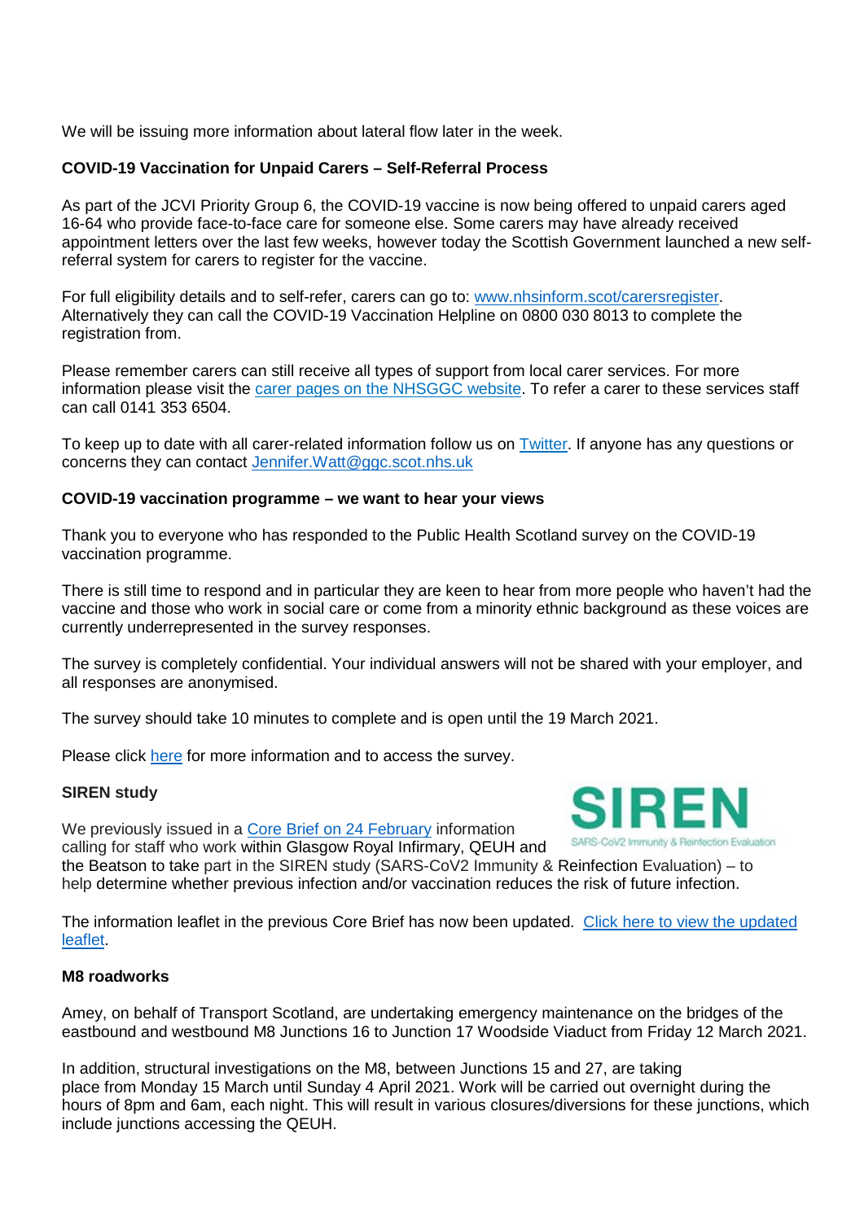We will be issuing more information about lateral flow later in the week.

**COVID-19 Vaccination for Unpaid Carers – Self-Referral Process**

As part of the JCVI Priority Group 6, the COVID-19 vaccine is now being offered to unpaid carers aged 16-64 who provide face-to-face care for someone else. Some carers may have already received appointment letters over the last few weeks, however today the Scottish Government launched a new self-referral system for carers to register for the vaccine.

For full eligibility details and to self-refer, carers can go to: [www.nhsinform.scot/carersregister](www.nhsinform.scot/carersregister). Alternatively they can call the COVID-19 Vaccination Helpline on 0800 030 8013 to complete the registration from.

Please remember carers can still receive all types of support from local carer services. For more information please visit the carer pages on the NHSGGC website. To refer a carer to these services staff can call 0141 353 6504.

To keep up to date with all carer-related information follow us on Twitter. If anyone has any questions or concerns they can contact Jennifer.Watt@ggc.scot.nhs.uk

**COVID-19 vaccination programme – we want to hear your views**

Thank you to everyone who has responded to the Public Health Scotland survey on the COVID-19 vaccination programme.

There is still time to respond and in particular they are keen to hear from more people who haven't had the vaccine and those who work in social care or come from a minority ethnic background as these voices are currently underrepresented in the survey responses.

The survey is completely confidential. Your individual answers will not be shared with your employer, and all responses are anonymised.

The survey should take 10 minutes to complete and is open until the 19 March 2021.

Please click here for more information and to access the survey.

**SIREN study**

SIREN
SARS-CoV2 Immunity & Reinfection Evaluation

We previously issued in a Core Brief on 24 February information calling for staff who work within Glasgow Royal Infirmary, QEUH and the Beatson to take part in the SIREN study (SARS-CoV2 Immunity & Reinfection Evaluation) – to help determine whether previous infection and/or vaccination reduces the risk of future infection.

The information leaflet in the previous Core Brief has now been updated. Click here to view the updated leaflet.

**M8 roadworks**

Amey, on behalf of Transport Scotland, are undertaking emergency maintenance on the bridges of the eastbound and westbound M8 Junctions 16 to Junction 17 Woodside Viaduct from Friday 12 March 2021.

In addition, structural investigations on the M8, between Junctions 15 and 27, are taking place from Monday 15 March until Sunday 4 April 2021. Work will be carried out overnight during the hours of 8pm and 6am, each night. This will result in various closures/diversions for these junctions, which include junctions accessing the QEUH.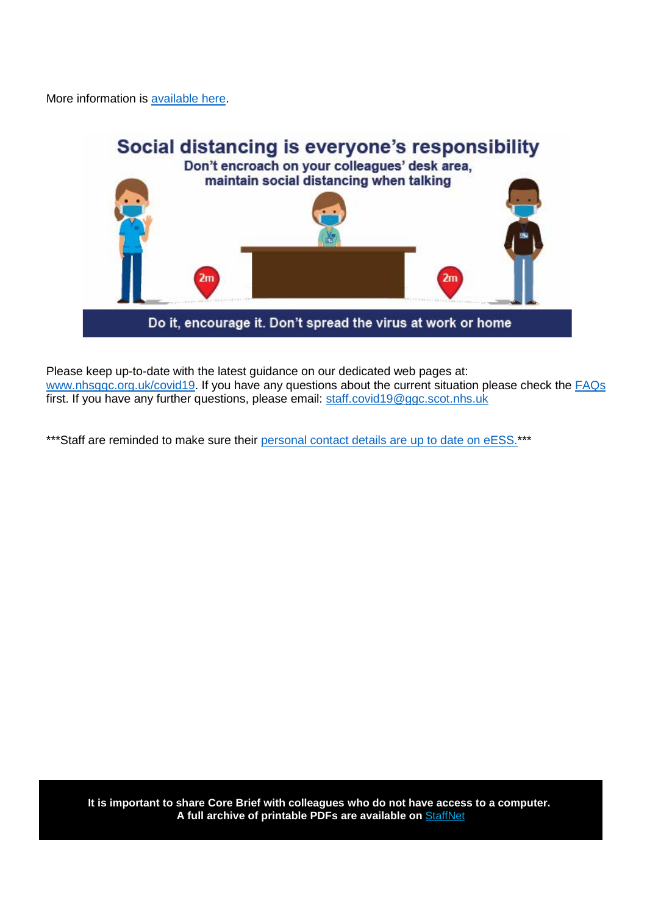More information is [available here](#).

Social distancing is everyone's responsibility

Don't encroach on your colleagues' desk area, maintain social distancing when talking

2m

2m

Do it, encourage it. Don't spread the virus at work or home

Please keep up-to-date with the latest guidance on our dedicated web pages at: [www.nhsggc.org.uk/covid19](http://www.nhsggc.org.uk/covid19). If you have any questions about the current situation please check the [FAQs](#) first. If you have any further questions, please email: [staff.covid19@ggc.scot.nhs.uk](mailto:staff.covid19@ggc.scot.nhs.uk)

***Staff are reminded to make sure their [personal contact details are up to date on eESS.](#)***

**It is important to share Core Brief with colleagues who do not have access to a computer.**
**A full archive of printable PDFs are available on [StaffNet](#)**